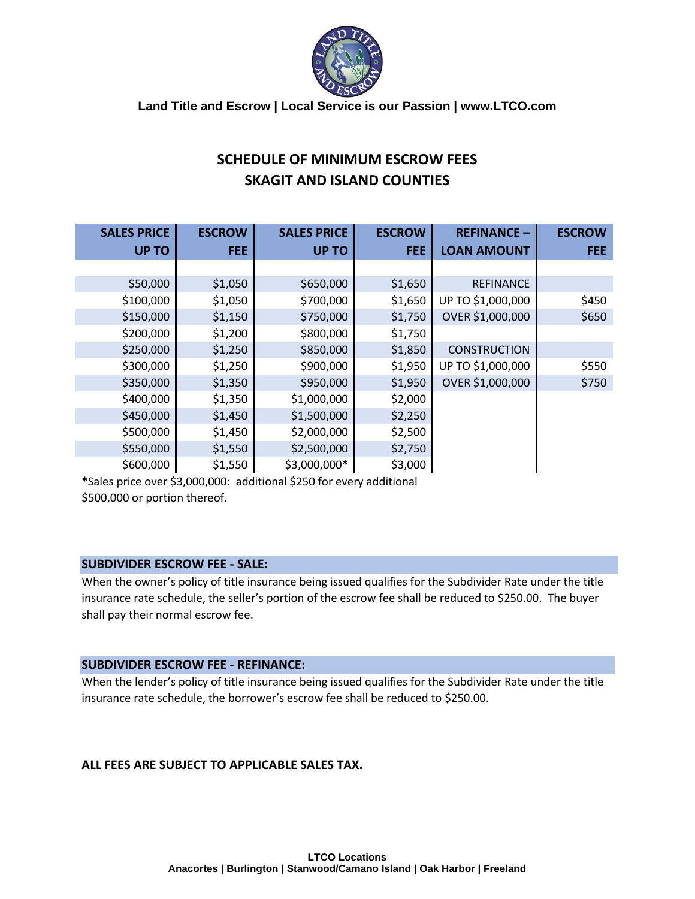Land Title and Escrow | Local Service is our Passion | www.LTCO.com

# SCHEDULE OF MINIMUM ESCROW FEES
# SKAGIT AND ISLAND COUNTIES

| SALES PRICE UP TO | ESCROW FEE | SALES PRICE UP TO | ESCROW FEE | REFINANCE – LOAN AMOUNT | ESCROW FEE |
|---|---|---|---|---|---|
| $50,000 | $1,050 | $650,000 | $1,650 | REFINANCE | |
| $100,000 | $1,050 | $700,000 | $1,650 | UP TO $1,000,000 | $450 |
| $150,000 | $1,150 | $750,000 | $1,750 | OVER $1,000,000 | $650 |
| $200,000 | $1,200 | $800,000 | $1,750 | | |
| $250,000 | $1,250 | $850,000 | $1,850 | CONSTRUCTION | |
| $300,000 | $1,250 | $900,000 | $1,950 | UP TO $1,000,000 | $550 |
| $350,000 | $1,350 | $950,000 | $1,950 | OVER $1,000,000 | $750 |
| $400,000 | $1,350 | $1,000,000 | $2,000 | | |
| $450,000 | $1,450 | $1,500,000 | $2,250 | | |
| $500,000 | $1,450 | $2,000,000 | $2,500 | | |
| $550,000 | $1,550 | $2,500,000 | $2,750 | | |
| $600,000 | $1,550 | $3,000,000* | $3,000 | | |

**\***Sales price over $3,000,000: additional $250 for every additional $500,000 or portion thereof.

### SUBDIVIDER ESCROW FEE - SALE:

When the owner's policy of title insurance being issued qualifies for the Subdivider Rate under the title insurance rate schedule, the seller's portion of the escrow fee shall be reduced to $250.00. The buyer shall pay their normal escrow fee.

### SUBDIVIDER ESCROW FEE - REFINANCE:

When the lender's policy of title insurance being issued qualifies for the Subdivider Rate under the title insurance rate schedule, the borrower's escrow fee shall be reduced to $250.00.

**ALL FEES ARE SUBJECT TO APPLICABLE SALES TAX.**

**LTCO Locations**
**Anacortes | Burlington | Stanwood/Camano Island | Oak Harbor | Freeland**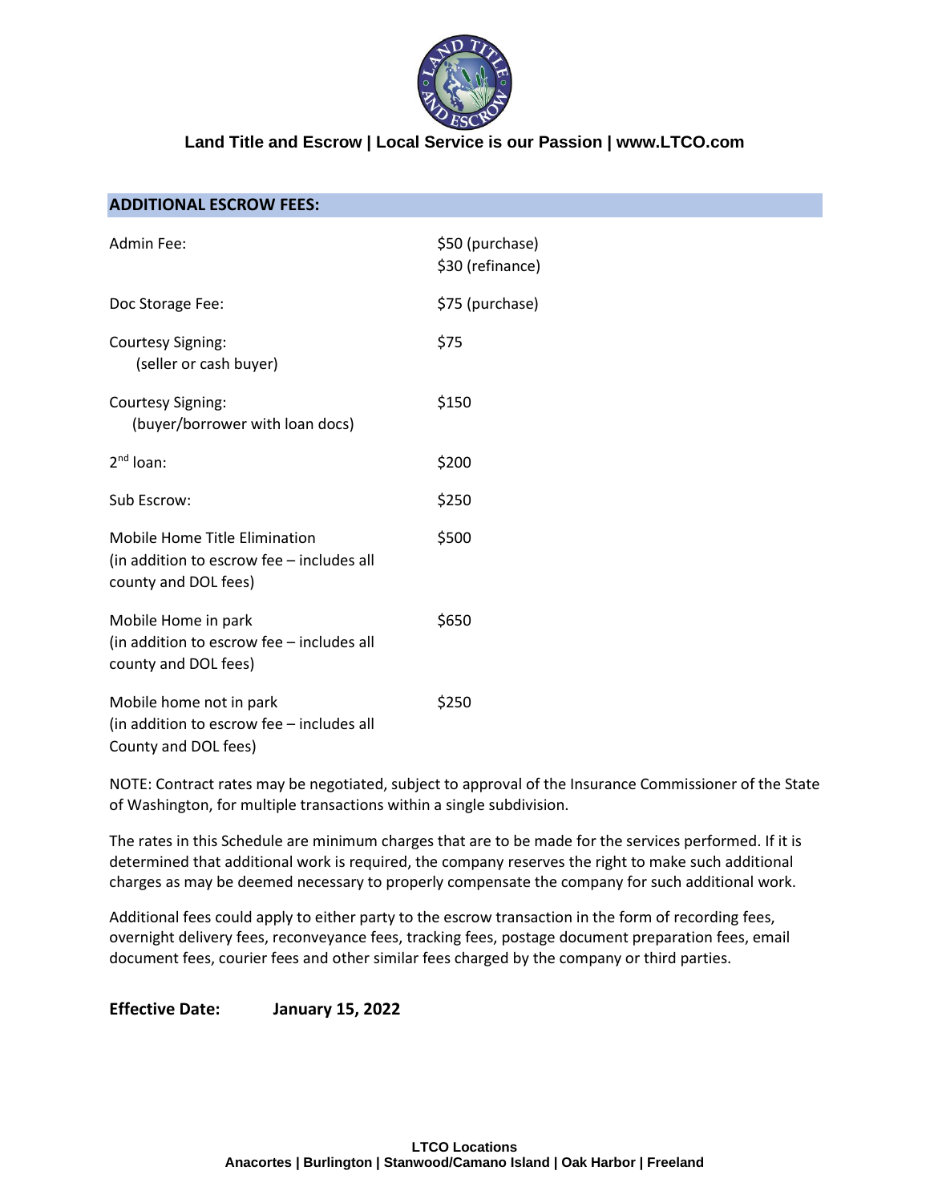Land Title and Escrow | Local Service is our Passion | www.LTCO.com

## ADDITIONAL ESCROW FEES:

| | |
|---|---|
| Admin Fee: | \$50 (purchase)<br>\$30 (refinance) |
| Doc Storage Fee: | \$75 (purchase) |
| Courtesy Signing:<br>(seller or cash buyer) | \$75 |
| Courtesy Signing:<br>(buyer/borrower with loan docs) | \$150 |
| 2nd loan: | \$200 |
| Sub Escrow: | \$250 |
| Mobile Home Title Elimination<br>(in addition to escrow fee – includes all county and DOL fees) | \$500 |
| Mobile Home in park<br>(in addition to escrow fee – includes all county and DOL fees) | \$650 |
| Mobile home not in park<br>(in addition to escrow fee – includes all County and DOL fees) | \$250 |

NOTE: Contract rates may be negotiated, subject to approval of the Insurance Commissioner of the State of Washington, for multiple transactions within a single subdivision.

The rates in this Schedule are minimum charges that are to be made for the services performed. If it is determined that additional work is required, the company reserves the right to make such additional charges as may be deemed necessary to properly compensate the company for such additional work.

Additional fees could apply to either party to the escrow transaction in the form of recording fees, overnight delivery fees, reconveyance fees, tracking fees, postage document preparation fees, email document fees, courier fees and other similar fees charged by the company or third parties.

**Effective Date: January 15, 2022**

**LTCO Locations**
**Anacortes | Burlington | Stanwood/Camano Island | Oak Harbor | Freeland**